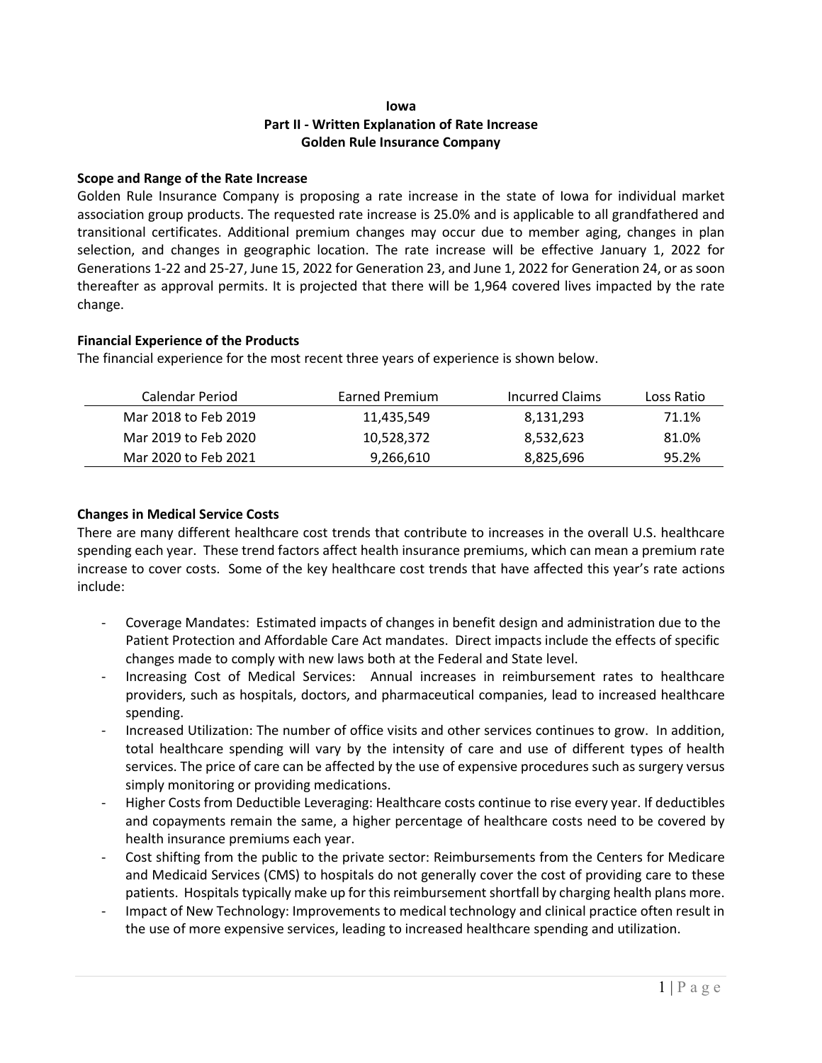**Iowa**
**Part II - Written Explanation of Rate Increase**
**Golden Rule Insurance Company**

**Scope and Range of the Rate Increase**

Golden Rule Insurance Company is proposing a rate increase in the state of Iowa for individual market association group products. The requested rate increase is 25.0% and is applicable to all grandfathered and transitional certificates. Additional premium changes may occur due to member aging, changes in plan selection, and changes in geographic location. The rate increase will be effective January 1, 2022 for Generations 1-22 and 25-27, June 15, 2022 for Generation 23, and June 1, 2022 for Generation 24, or as soon thereafter as approval permits. It is projected that there will be 1,964 covered lives impacted by the rate change.

**Financial Experience of the Products**

The financial experience for the most recent three years of experience is shown below.

| Calendar Period | Earned Premium | Incurred Claims | Loss Ratio |
|---|---|---|---|
| Mar 2018 to Feb 2019 | 11,435,549 | 8,131,293 | 71.1% |
| Mar 2019 to Feb 2020 | 10,528,372 | 8,532,623 | 81.0% |
| Mar 2020 to Feb 2021 | 9,266,610 | 8,825,696 | 95.2% |

**Changes in Medical Service Costs**

There are many different healthcare cost trends that contribute to increases in the overall U.S. healthcare spending each year. These trend factors affect health insurance premiums, which can mean a premium rate increase to cover costs. Some of the key healthcare cost trends that have affected this year's rate actions include:

- Coverage Mandates: Estimated impacts of changes in benefit design and administration due to the Patient Protection and Affordable Care Act mandates. Direct impacts include the effects of specific changes made to comply with new laws both at the Federal and State level.
- Increasing Cost of Medical Services: Annual increases in reimbursement rates to healthcare providers, such as hospitals, doctors, and pharmaceutical companies, lead to increased healthcare spending.
- Increased Utilization: The number of office visits and other services continues to grow. In addition, total healthcare spending will vary by the intensity of care and use of different types of health services. The price of care can be affected by the use of expensive procedures such as surgery versus simply monitoring or providing medications.
- Higher Costs from Deductible Leveraging: Healthcare costs continue to rise every year. If deductibles and copayments remain the same, a higher percentage of healthcare costs need to be covered by health insurance premiums each year.
- Cost shifting from the public to the private sector: Reimbursements from the Centers for Medicare and Medicaid Services (CMS) to hospitals do not generally cover the cost of providing care to these patients. Hospitals typically make up for this reimbursement shortfall by charging health plans more.
- Impact of New Technology: Improvements to medical technology and clinical practice often result in the use of more expensive services, leading to increased healthcare spending and utilization.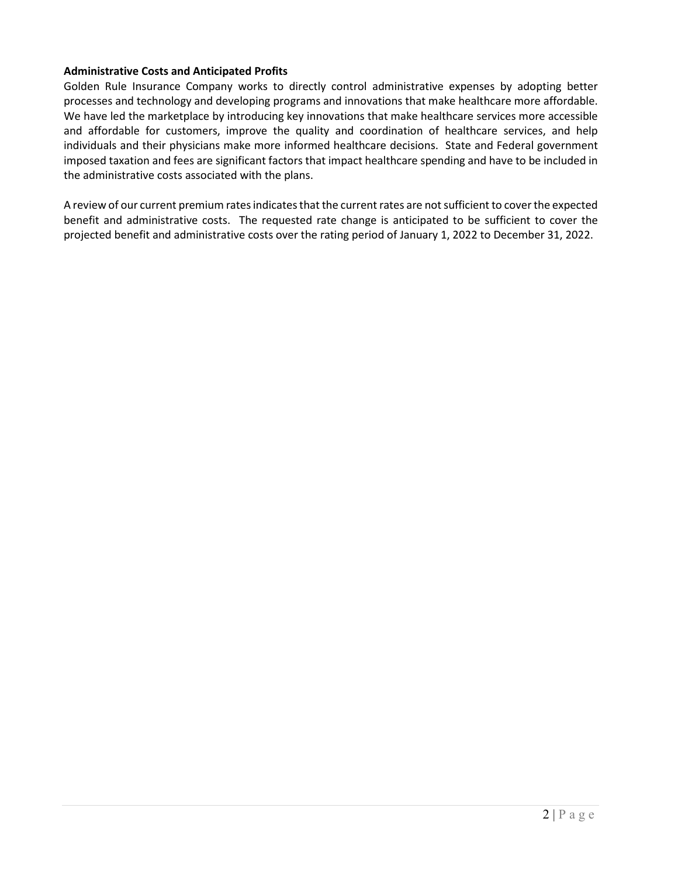**Administrative Costs and Anticipated Profits**

Golden Rule Insurance Company works to directly control administrative expenses by adopting better processes and technology and developing programs and innovations that make healthcare more affordable. We have led the marketplace by introducing key innovations that make healthcare services more accessible and affordable for customers, improve the quality and coordination of healthcare services, and help individuals and their physicians make more informed healthcare decisions. State and Federal government imposed taxation and fees are significant factors that impact healthcare spending and have to be included in the administrative costs associated with the plans.

A review of our current premium rates indicates that the current rates are not sufficient to cover the expected benefit and administrative costs. The requested rate change is anticipated to be sufficient to cover the projected benefit and administrative costs over the rating period of January 1, 2022 to December 31, 2022.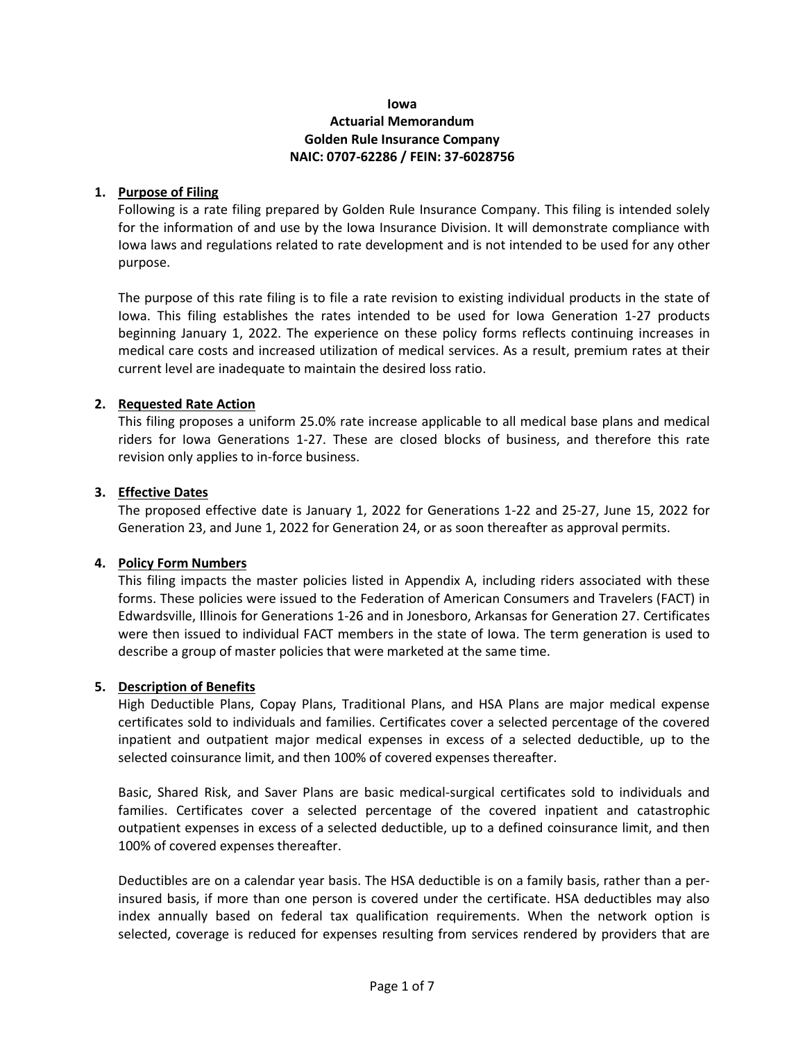**Iowa**
**Actuarial Memorandum**
**Golden Rule Insurance Company**
**NAIC: 0707-62286 / FEIN: 37-6028756**

1. **Purpose of Filing**

   Following is a rate filing prepared by Golden Rule Insurance Company. This filing is intended solely for the information of and use by the Iowa Insurance Division. It will demonstrate compliance with Iowa laws and regulations related to rate development and is not intended to be used for any other purpose.

   The purpose of this rate filing is to file a rate revision to existing individual products in the state of Iowa. This filing establishes the rates intended to be used for Iowa Generation 1-27 products beginning January 1, 2022. The experience on these policy forms reflects continuing increases in medical care costs and increased utilization of medical services. As a result, premium rates at their current level are inadequate to maintain the desired loss ratio.

2. **Requested Rate Action**

   This filing proposes a uniform 25.0% rate increase applicable to all medical base plans and medical riders for Iowa Generations 1-27. These are closed blocks of business, and therefore this rate revision only applies to in-force business.

3. **Effective Dates**

   The proposed effective date is January 1, 2022 for Generations 1-22 and 25-27, June 15, 2022 for Generation 23, and June 1, 2022 for Generation 24, or as soon thereafter as approval permits.

4. **Policy Form Numbers**

   This filing impacts the master policies listed in Appendix A, including riders associated with these forms. These policies were issued to the Federation of American Consumers and Travelers (FACT) in Edwardsville, Illinois for Generations 1-26 and in Jonesboro, Arkansas for Generation 27. Certificates were then issued to individual FACT members in the state of Iowa. The term generation is used to describe a group of master policies that were marketed at the same time.

5. **Description of Benefits**

   High Deductible Plans, Copay Plans, Traditional Plans, and HSA Plans are major medical expense certificates sold to individuals and families. Certificates cover a selected percentage of the covered inpatient and outpatient major medical expenses in excess of a selected deductible, up to the selected coinsurance limit, and then 100% of covered expenses thereafter.

   Basic, Shared Risk, and Saver Plans are basic medical-surgical certificates sold to individuals and families. Certificates cover a selected percentage of the covered inpatient and catastrophic outpatient expenses in excess of a selected deductible, up to a defined coinsurance limit, and then 100% of covered expenses thereafter.

   Deductibles are on a calendar year basis. The HSA deductible is on a family basis, rather than a per-insured basis, if more than one person is covered under the certificate. HSA deductibles may also index annually based on federal tax qualification requirements. When the network option is selected, coverage is reduced for expenses resulting from services rendered by providers that are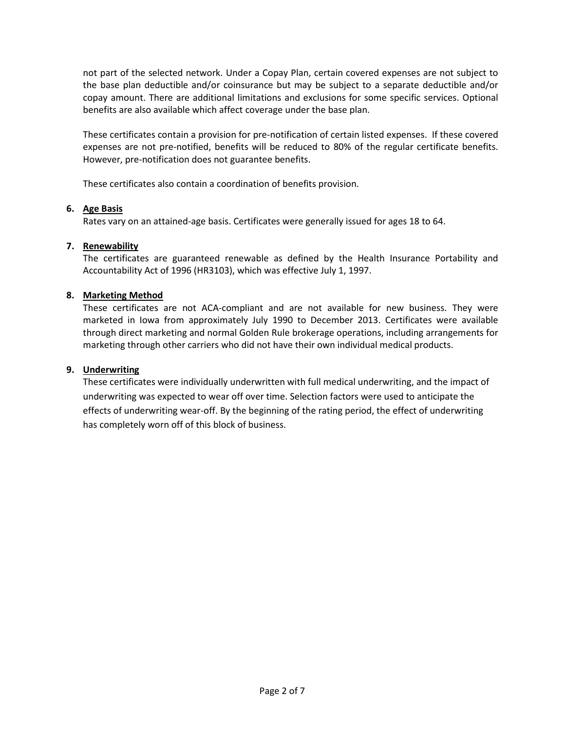not part of the selected network. Under a Copay Plan, certain covered expenses are not subject to the base plan deductible and/or coinsurance but may be subject to a separate deductible and/or copay amount. There are additional limitations and exclusions for some specific services. Optional benefits are also available which affect coverage under the base plan.

These certificates contain a provision for pre-notification of certain listed expenses. If these covered expenses are not pre-notified, benefits will be reduced to 80% of the regular certificate benefits. However, pre-notification does not guarantee benefits.

These certificates also contain a coordination of benefits provision.

6. **Age Basis**

   Rates vary on an attained-age basis. Certificates were generally issued for ages 18 to 64.

7. **Renewability**

   The certificates are guaranteed renewable as defined by the Health Insurance Portability and Accountability Act of 1996 (HR3103), which was effective July 1, 1997.

8. **Marketing Method**

   These certificates are not ACA-compliant and are not available for new business. They were marketed in Iowa from approximately July 1990 to December 2013. Certificates were available through direct marketing and normal Golden Rule brokerage operations, including arrangements for marketing through other carriers who did not have their own individual medical products.

9. **Underwriting**

   These certificates were individually underwritten with full medical underwriting, and the impact of underwriting was expected to wear off over time. Selection factors were used to anticipate the effects of underwriting wear-off. By the beginning of the rating period, the effect of underwriting has completely worn off of this block of business.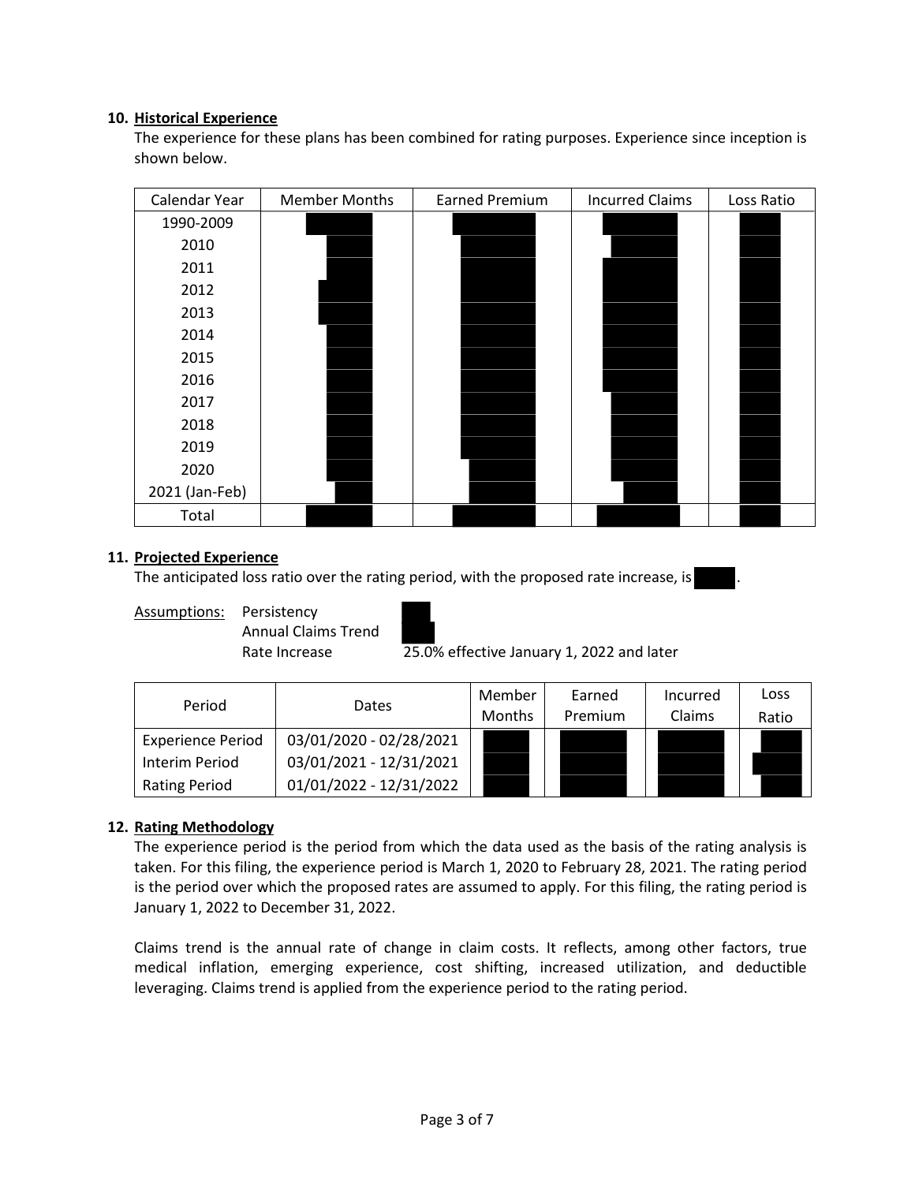**10. Historical Experience**

The experience for these plans has been combined for rating purposes. Experience since inception is shown below.

| Calendar Year | Member Months | Earned Premium | Incurred Claims | Loss Ratio |
|---|---|---|---|---|
| 1990-2009 | | | | |
| 2010 | | | | |
| 2011 | | | | |
| 2012 | | | | |
| 2013 | | | | |
| 2014 | | | | |
| 2015 | | | | |
| 2016 | | | | |
| 2017 | | | | |
| 2018 | | | | |
| 2019 | | | | |
| 2020 | | | | |
| 2021 (Jan-Feb) | | | | |
| Total | | | | |

**11. Projected Experience**

The anticipated loss ratio over the rating period, with the proposed rate increase, is .

Assumptions: Persistency

Annual Claims Trend

Rate Increase 25.0% effective January 1, 2022 and later

| Period | Dates | Member Months | Earned Premium | Incurred Claims | Loss Ratio |
|---|---|---|---|---|---|
| Experience Period | 03/01/2020 - 02/28/2021 | | | | |
| Interim Period | 03/01/2021 - 12/31/2021 | | | | |
| Rating Period | 01/01/2022 - 12/31/2022 | | | | |

**12. Rating Methodology**

The experience period is the period from which the data used as the basis of the rating analysis is taken. For this filing, the experience period is March 1, 2020 to February 28, 2021. The rating period is the period over which the proposed rates are assumed to apply. For this filing, the rating period is January 1, 2022 to December 31, 2022.

Claims trend is the annual rate of change in claim costs. It reflects, among other factors, true medical inflation, emerging experience, cost shifting, increased utilization, and deductible leveraging. Claims trend is applied from the experience period to the rating period.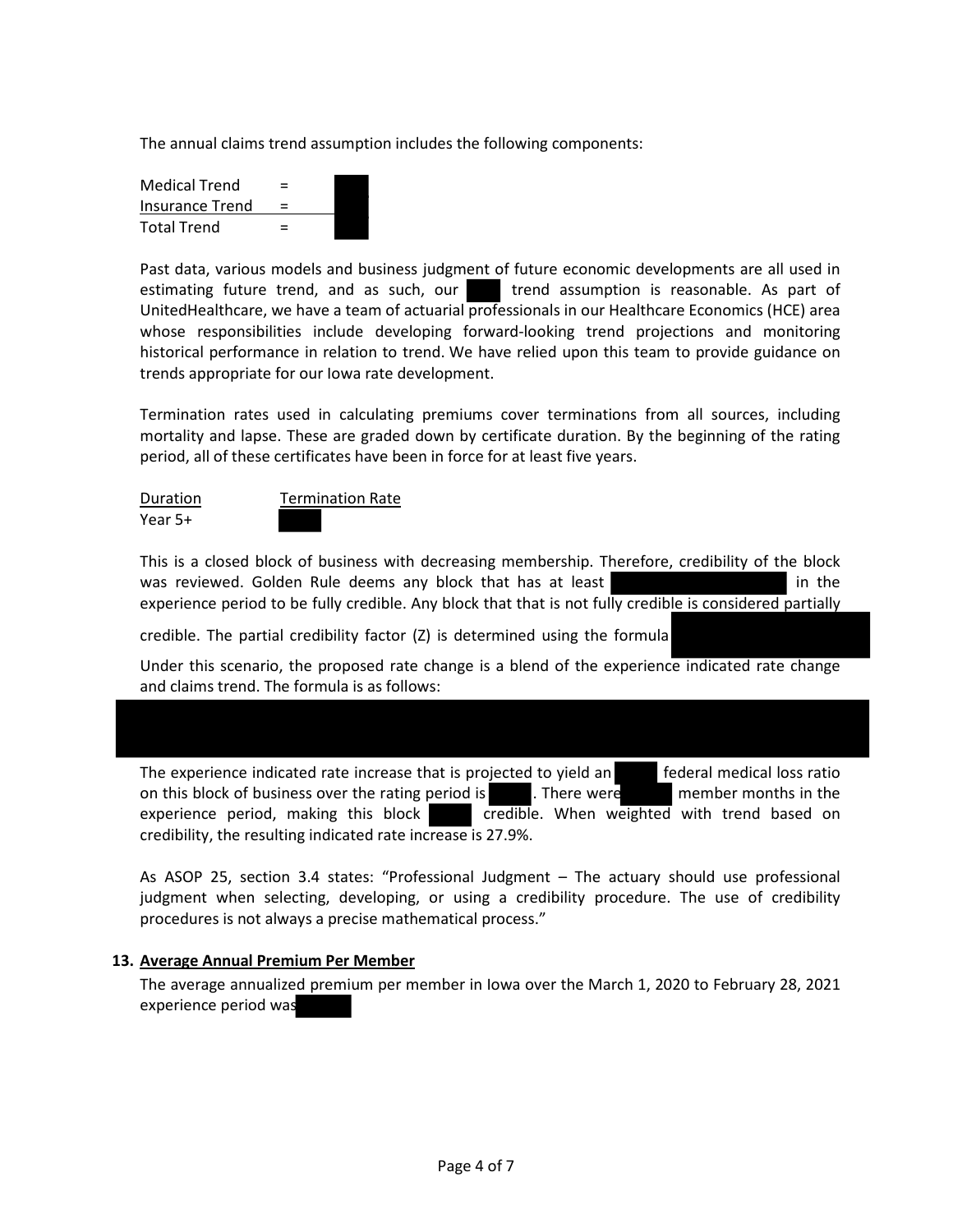The annual claims trend assumption includes the following components:

| | | |
|---|---|---|
| Medical Trend | = | |
| Insurance Trend | = | |
| Total Trend | = | |

Past data, various models and business judgment of future economic developments are all used in estimating future trend, and as such, our trend assumption is reasonable. As part of UnitedHealthcare, we have a team of actuarial professionals in our Healthcare Economics (HCE) area whose responsibilities include developing forward-looking trend projections and monitoring historical performance in relation to trend. We have relied upon this team to provide guidance on trends appropriate for our Iowa rate development.

Termination rates used in calculating premiums cover terminations from all sources, including mortality and lapse. These are graded down by certificate duration. By the beginning of the rating period, all of these certificates have been in force for at least five years.

| Duration | Termination Rate |
|---|---|
| Year 5+ | |

This is a closed block of business with decreasing membership. Therefore, credibility of the block was reviewed. Golden Rule deems any block that has at least in the experience period to be fully credible. Any block that that is not fully credible is considered partially credible. The partial credibility factor (Z) is determined using the formula

Under this scenario, the proposed rate change is a blend of the experience indicated rate change and claims trend. The formula is as follows:

The experience indicated rate increase that is projected to yield an federal medical loss ratio on this block of business over the rating period is . There were member months in the experience period, making this block credible. When weighted with trend based on credibility, the resulting indicated rate increase is 27.9%.

As ASOP 25, section 3.4 states: "Professional Judgment – The actuary should use professional judgment when selecting, developing, or using a credibility procedure. The use of credibility procedures is not always a precise mathematical process."

## 13. Average Annual Premium Per Member

The average annualized premium per member in Iowa over the March 1, 2020 to February 28, 2021 experience period was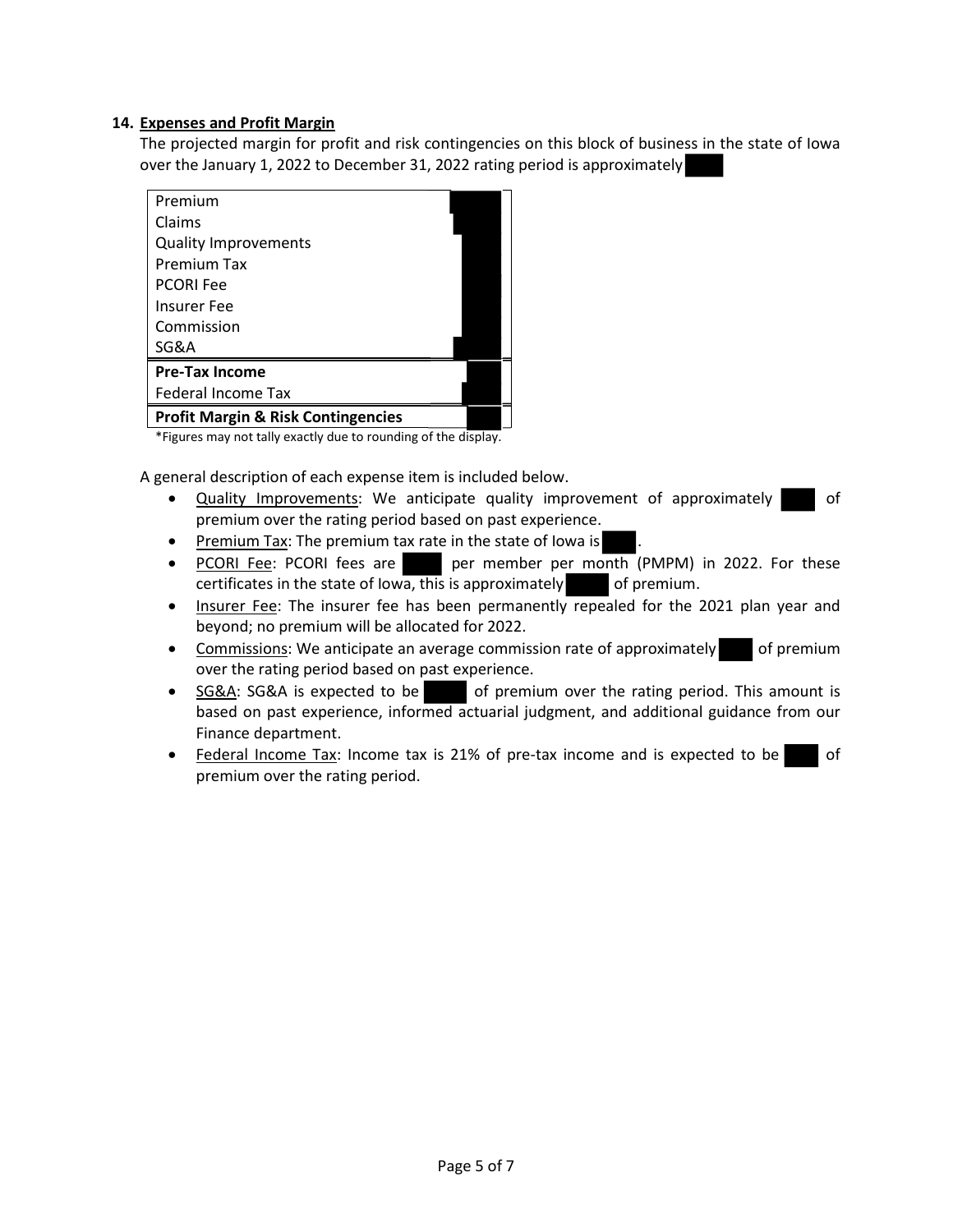### 14. Expenses and Profit Margin

The projected margin for profit and risk contingencies on this block of business in the state of Iowa over the January 1, 2022 to December 31, 2022 rating period is approximately

| Item | |
|---|---|
| Premium | |
| Claims | |
| Quality Improvements | |
| Premium Tax | |
| PCORI Fee | |
| Insurer Fee | |
| Commission | |
| SG&A | |
| **Pre-Tax Income** | |
| Federal Income Tax | |
| **Profit Margin & Risk Contingencies** | |

*Figures may not tally exactly due to rounding of the display.

A general description of each expense item is included below.

- Quality Improvements: We anticipate quality improvement of approximately of premium over the rating period based on past experience.
- Premium Tax: The premium tax rate in the state of Iowa is .
- PCORI Fee: PCORI fees are per member per month (PMPM) in 2022. For these certificates in the state of Iowa, this is approximately of premium.
- Insurer Fee: The insurer fee has been permanently repealed for the 2021 plan year and beyond; no premium will be allocated for 2022.
- Commissions: We anticipate an average commission rate of approximately of premium over the rating period based on past experience.
- SG&A: SG&A is expected to be of premium over the rating period. This amount is based on past experience, informed actuarial judgment, and additional guidance from our Finance department.
- Federal Income Tax: Income tax is 21% of pre-tax income and is expected to be of premium over the rating period.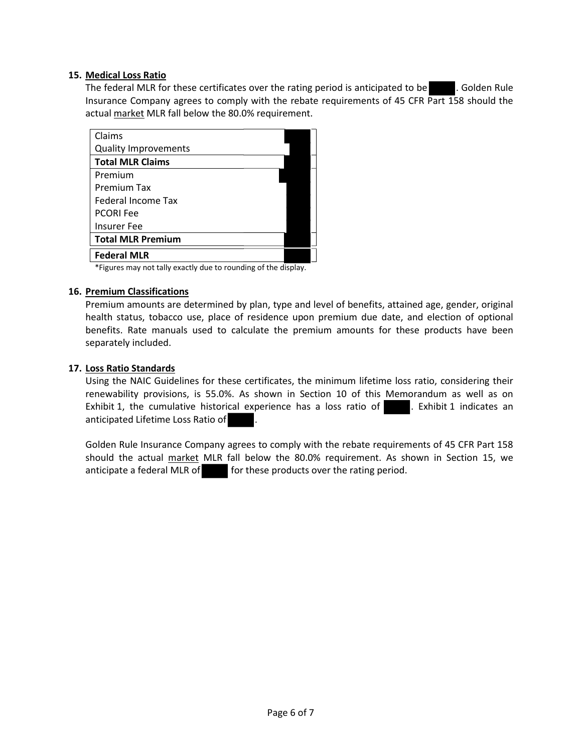**15. Medical Loss Ratio**

The federal MLR for these certificates over the rating period is anticipated to be . Golden Rule Insurance Company agrees to comply with the rebate requirements of 45 CFR Part 158 should the actual market MLR fall below the 80.0% requirement.

| | |
|---|---|
| Claims | |
| Quality Improvements | |
| **Total MLR Claims** | |
| Premium | |
| Premium Tax | |
| Federal Income Tax | |
| PCORI Fee | |
| Insurer Fee | |
| **Total MLR Premium** | |
| **Federal MLR** | |

*Figures may not tally exactly due to rounding of the display.

**16. Premium Classifications**

Premium amounts are determined by plan, type and level of benefits, attained age, gender, original health status, tobacco use, place of residence upon premium due date, and election of optional benefits. Rate manuals used to calculate the premium amounts for these products have been separately included.

**17. Loss Ratio Standards**

Using the NAIC Guidelines for these certificates, the minimum lifetime loss ratio, considering their renewability provisions, is 55.0%. As shown in Section 10 of this Memorandum as well as on Exhibit 1, the cumulative historical experience has a loss ratio of . Exhibit 1 indicates an anticipated Lifetime Loss Ratio of .

Golden Rule Insurance Company agrees to comply with the rebate requirements of 45 CFR Part 158 should the actual market MLR fall below the 80.0% requirement. As shown in Section 15, we anticipate a federal MLR of for these products over the rating period.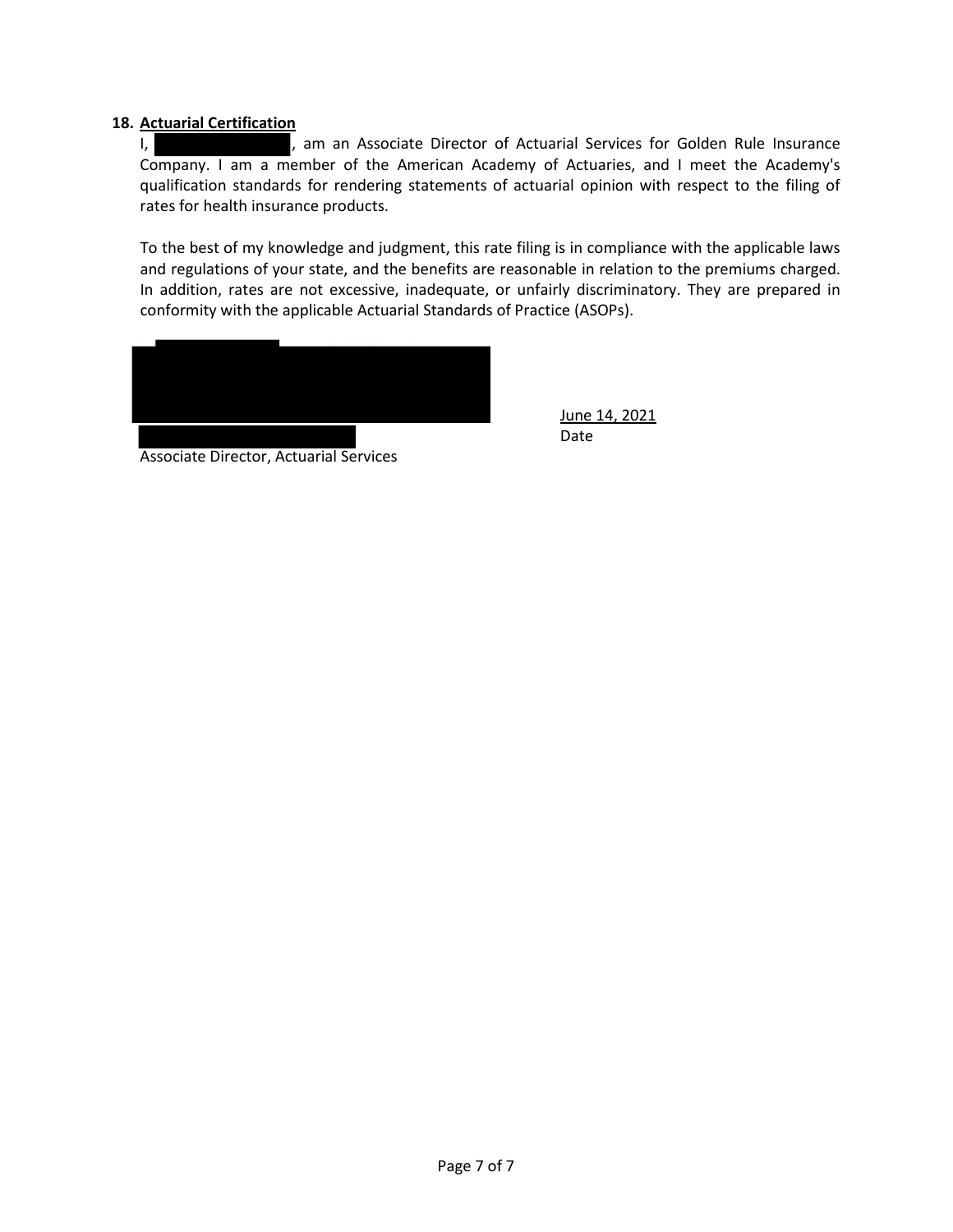## 18. Actuarial Certification

I, ████████████, am an Associate Director of Actuarial Services for Golden Rule Insurance Company. I am a member of the American Academy of Actuaries, and I meet the Academy's qualification standards for rendering statements of actuarial opinion with respect to the filing of rates for health insurance products.

To the best of my knowledge and judgment, this rate filing is in compliance with the applicable laws and regulations of your state, and the benefits are reasonable in relation to the premiums charged. In addition, rates are not excessive, inadequate, or unfairly discriminatory. They are prepared in conformity with the applicable Actuarial Standards of Practice (ASOPs).

████████████████████

████████████

Associate Director, Actuarial Services

June 14, 2021
Date